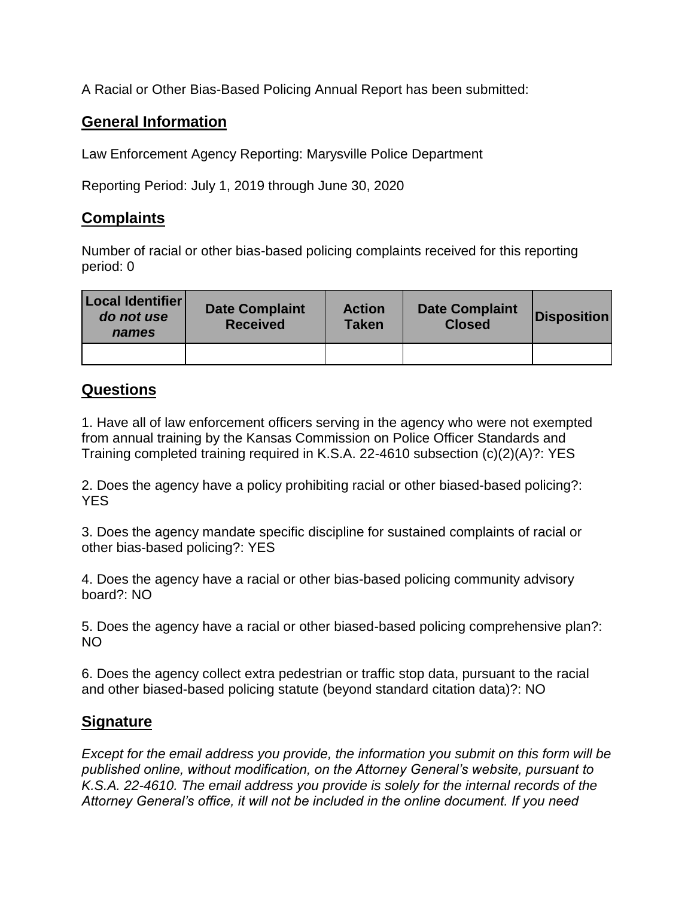A Racial or Other Bias-Based Policing Annual Report has been submitted:

## General Information

Law Enforcement Agency Reporting: Marysville Police Department

Reporting Period: July 1, 2019 through June 30, 2020

## Complaints

Number of racial or other bias-based policing complaints received for this reporting period: 0

| Local Identifier *do not use names* | Date Complaint Received | Action Taken | Date Complaint Closed | Disposition |
|---|---|---|---|---|
| | | | | |

## Questions

1. Have all of law enforcement officers serving in the agency who were not exempted from annual training by the Kansas Commission on Police Officer Standards and Training completed training required in K.S.A. 22-4610 subsection (c)(2)(A)?: YES

2. Does the agency have a policy prohibiting racial or other biased-based policing?: YES

3. Does the agency mandate specific discipline for sustained complaints of racial or other bias-based policing?: YES

4. Does the agency have a racial or other bias-based policing community advisory board?: NO

5. Does the agency have a racial or other biased-based policing comprehensive plan?: NO

6. Does the agency collect extra pedestrian or traffic stop data, pursuant to the racial and other biased-based policing statute (beyond standard citation data)?: NO

## Signature

*Except for the email address you provide, the information you submit on this form will be published online, without modification, on the Attorney General's website, pursuant to K.S.A. 22-4610. The email address you provide is solely for the internal records of the Attorney General's office, it will not be included in the online document. If you need*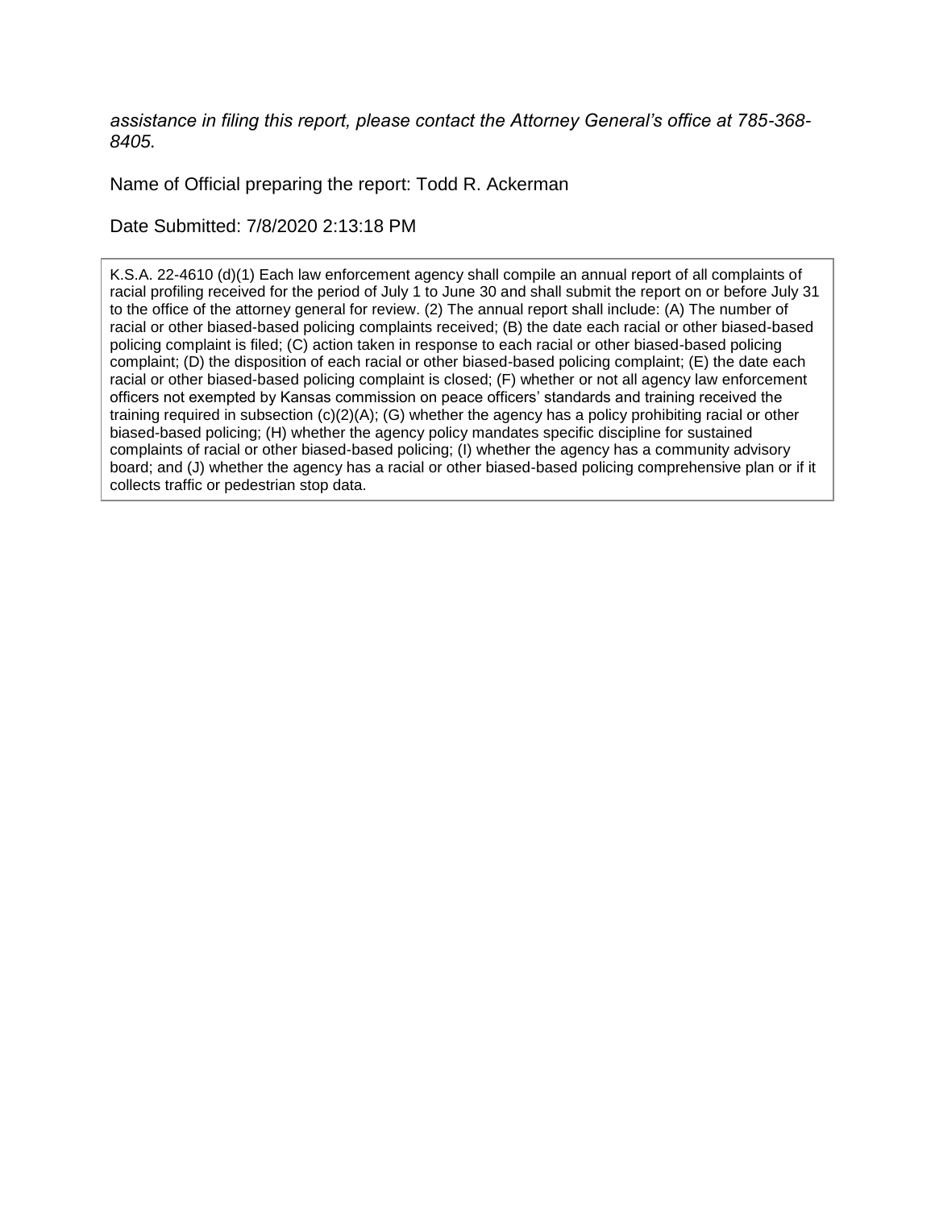*assistance in filing this report, please contact the Attorney General's office at 785-368-8405.*

Name of Official preparing the report: Todd R. Ackerman

Date Submitted: 7/8/2020 2:13:18 PM

K.S.A. 22-4610 (d)(1) Each law enforcement agency shall compile an annual report of all complaints of racial profiling received for the period of July 1 to June 30 and shall submit the report on or before July 31 to the office of the attorney general for review. (2) The annual report shall include: (A) The number of racial or other biased-based policing complaints received; (B) the date each racial or other biased-based policing complaint is filed; (C) action taken in response to each racial or other biased-based policing complaint; (D) the disposition of each racial or other biased-based policing complaint; (E) the date each racial or other biased-based policing complaint is closed; (F) whether or not all agency law enforcement officers not exempted by Kansas commission on peace officers' standards and training received the training required in subsection (c)(2)(A); (G) whether the agency has a policy prohibiting racial or other biased-based policing; (H) whether the agency policy mandates specific discipline for sustained complaints of racial or other biased-based policing; (I) whether the agency has a community advisory board; and (J) whether the agency has a racial or other biased-based policing comprehensive plan or if it collects traffic or pedestrian stop data.